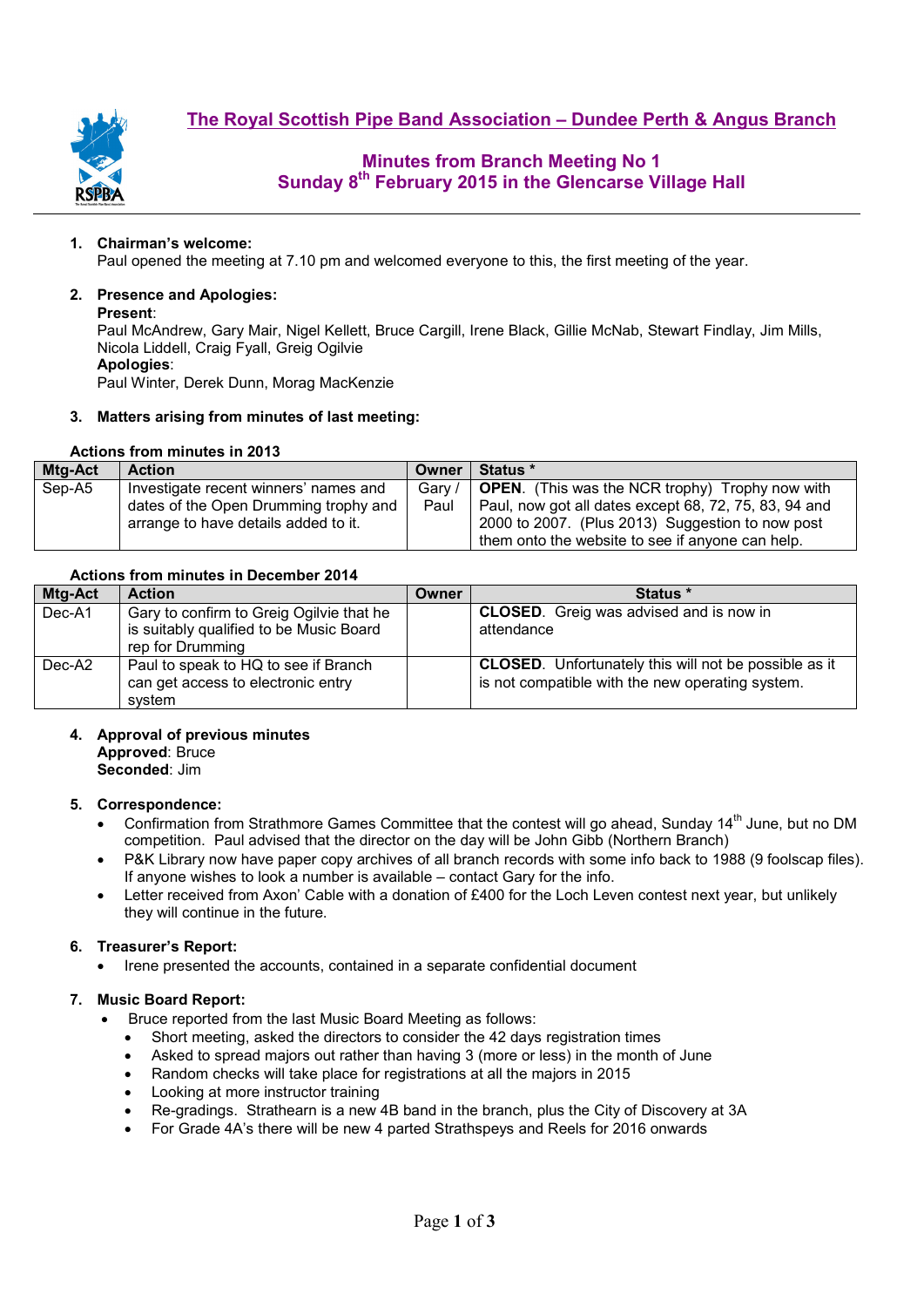# The Royal Scottish Pipe Band Association – Dundee Perth & Angus Branch

## Minutes from Branch Meeting No 1
## Sunday 8th February 2015 in the Glencarse Village Hall

1. **Chairman's welcome:**
   Paul opened the meeting at 7.10 pm and welcomed everyone to this, the first meeting of the year.

2. **Presence and Apologies:**
   **Present**:
   Paul McAndrew, Gary Mair, Nigel Kellett, Bruce Cargill, Irene Black, Gillie McNab, Stewart Findlay, Jim Mills, Nicola Liddell, Craig Fyall, Greig Ogilvie
   **Apologies**:
   Paul Winter, Derek Dunn, Morag MacKenzie

3. **Matters arising from minutes of last meeting:**

**Actions from minutes in 2013**

| Mtg-Act | Action | Owner | Status * |
|---|---|---|---|
| Sep-A5 | Investigate recent winners' names and dates of the Open Drumming trophy and arrange to have details added to it. | Gary / Paul | **OPEN**. (This was the NCR trophy) Trophy now with Paul, now got all dates except 68, 72, 75, 83, 94 and 2000 to 2007. (Plus 2013) Suggestion to now post them onto the website to see if anyone can help. |

**Actions from minutes in December 2014**

| Mtg-Act | Action | Owner | Status * |
|---|---|---|---|
| Dec-A1 | Gary to confirm to Greig Ogilvie that he is suitably qualified to be Music Board rep for Drumming | | **CLOSED**. Greig was advised and is now in attendance |
| Dec-A2 | Paul to speak to HQ to see if Branch can get access to electronic entry system | | **CLOSED**. Unfortunately this will not be possible as it is not compatible with the new operating system. |

4. **Approval of previous minutes**
   **Approved**: Bruce
   **Seconded**: Jim

5. **Correspondence:**
   - Confirmation from Strathmore Games Committee that the contest will go ahead, Sunday 14th June, but no DM competition. Paul advised that the director on the day will be John Gibb (Northern Branch)
   - P&K Library now have paper copy archives of all branch records with some info back to 1988 (9 foolscap files). If anyone wishes to look a number is available – contact Gary for the info.
   - Letter received from Axon' Cable with a donation of £400 for the Loch Leven contest next year, but unlikely they will continue in the future.

6. **Treasurer's Report:**
   - Irene presented the accounts, contained in a separate confidential document

7. **Music Board Report:**
   - Bruce reported from the last Music Board Meeting as follows:
     - Short meeting, asked the directors to consider the 42 days registration times
     - Asked to spread majors out rather than having 3 (more or less) in the month of June
     - Random checks will take place for registrations at all the majors in 2015
     - Looking at more instructor training
     - Re-gradings. Strathearn is a new 4B band in the branch, plus the City of Discovery at 3A
     - For Grade 4A's there will be new 4 parted Strathspeys and Reels for 2016 onwards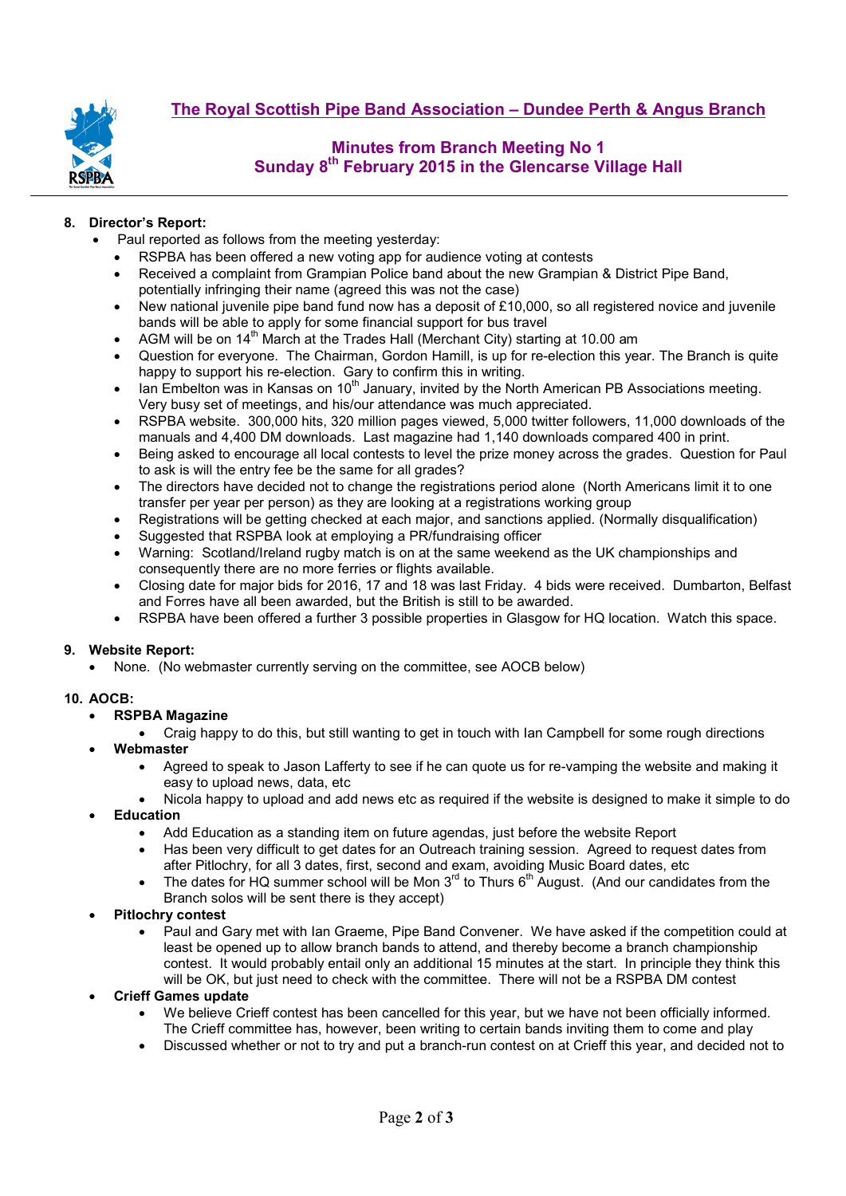# The Royal Scottish Pipe Band Association – Dundee Perth & Angus Branch

## Minutes from Branch Meeting No 1
## Sunday 8th February 2015 in the Glencarse Village Hall

### 8. Director's Report:

- Paul reported as follows from the meeting yesterday:
  - RSPBA has been offered a new voting app for audience voting at contests
  - Received a complaint from Grampian Police band about the new Grampian & District Pipe Band, potentially infringing their name (agreed this was not the case)
  - New national juvenile pipe band fund now has a deposit of £10,000, so all registered novice and juvenile bands will be able to apply for some financial support for bus travel
  - AGM will be on 14th March at the Trades Hall (Merchant City) starting at 10.00 am
  - Question for everyone. The Chairman, Gordon Hamill, is up for re-election this year. The Branch is quite happy to support his re-election. Gary to confirm this in writing.
  - Ian Embelton was in Kansas on 10th January, invited by the North American PB Associations meeting. Very busy set of meetings, and his/our attendance was much appreciated.
  - RSPBA website. 300,000 hits, 320 million pages viewed, 5,000 twitter followers, 11,000 downloads of the manuals and 4,400 DM downloads. Last magazine had 1,140 downloads compared 400 in print.
  - Being asked to encourage all local contests to level the prize money across the grades. Question for Paul to ask is will the entry fee be the same for all grades?
  - The directors have decided not to change the registrations period alone (North Americans limit it to one transfer per year per person) as they are looking at a registrations working group
  - Registrations will be getting checked at each major, and sanctions applied. (Normally disqualification)
  - Suggested that RSPBA look at employing a PR/fundraising officer
  - Warning: Scotland/Ireland rugby match is on at the same weekend as the UK championships and consequently there are no more ferries or flights available.
  - Closing date for major bids for 2016, 17 and 18 was last Friday. 4 bids were received. Dumbarton, Belfast and Forres have all been awarded, but the British is still to be awarded.
  - RSPBA have been offered a further 3 possible properties in Glasgow for HQ location. Watch this space.

### 9. Website Report:

- None. (No webmaster currently serving on the committee, see AOCB below)

### 10. AOCB:

- **RSPBA Magazine**
  - Craig happy to do this, but still wanting to get in touch with Ian Campbell for some rough directions
- **Webmaster**
  - Agreed to speak to Jason Lafferty to see if he can quote us for re-vamping the website and making it easy to upload news, data, etc
  - Nicola happy to upload and add news etc as required if the website is designed to make it simple to do
- **Education**
  - Add Education as a standing item on future agendas, just before the website Report
  - Has been very difficult to get dates for an Outreach training session. Agreed to request dates from after Pitlochry, for all 3 dates, first, second and exam, avoiding Music Board dates, etc
  - The dates for HQ summer school will be Mon 3rd to Thurs 6th August. (And our candidates from the Branch solos will be sent there is they accept)
- **Pitlochry contest**
  - Paul and Gary met with Ian Graeme, Pipe Band Convener. We have asked if the competition could at least be opened up to allow branch bands to attend, and thereby become a branch championship contest. It would probably entail only an additional 15 minutes at the start. In principle they think this will be OK, but just need to check with the committee. There will not be a RSPBA DM contest
- **Crieff Games update**
  - We believe Crieff contest has been cancelled for this year, but we have not been officially informed. The Crieff committee has, however, been writing to certain bands inviting them to come and play
  - Discussed whether or not to try and put a branch-run contest on at Crieff this year, and decided not to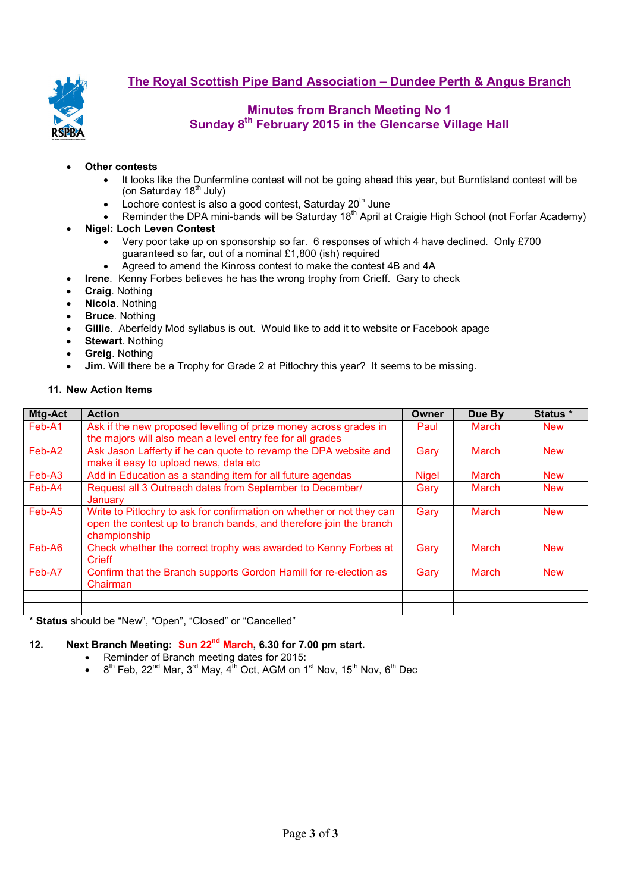## The Royal Scottish Pipe Band Association – Dundee Perth & Angus Branch

### Minutes from Branch Meeting No 1
### Sunday 8th February 2015 in the Glencarse Village Hall

- **Other contests**
  - It looks like the Dunfermline contest will not be going ahead this year, but Burntisland contest will be (on Saturday 18th July)
  - Lochore contest is also a good contest, Saturday 20th June
  - Reminder the DPA mini-bands will be Saturday 18th April at Craigie High School (not Forfar Academy)
- **Nigel: Loch Leven Contest**
  - Very poor take up on sponsorship so far. 6 responses of which 4 have declined. Only £700 guaranteed so far, out of a nominal £1,800 (ish) required
  - Agreed to amend the Kinross contest to make the contest 4B and 4A
- **Irene**. Kenny Forbes believes he has the wrong trophy from Crieff. Gary to check
- **Craig**. Nothing
- **Nicola**. Nothing
- **Bruce**. Nothing
- **Gillie**. Aberfeldy Mod syllabus is out. Would like to add it to website or Facebook apage
- **Stewart**. Nothing
- **Greig**. Nothing
- **Jim**. Will there be a Trophy for Grade 2 at Pitlochry this year? It seems to be missing.

**11. New Action Items**

| Mtg-Act | Action | Owner | Due By | Status * |
|---|---|---|---|---|
| Feb-A1 | Ask if the new proposed levelling of prize money across grades in the majors will also mean a level entry fee for all grades | Paul | March | New |
| Feb-A2 | Ask Jason Lafferty if he can quote to revamp the DPA website and make it easy to upload news, data etc | Gary | March | New |
| Feb-A3 | Add in Education as a standing item for all future agendas | Nigel | March | New |
| Feb-A4 | Request all 3 Outreach dates from September to December/ January | Gary | March | New |
| Feb-A5 | Write to Pitlochry to ask for confirmation on whether or not they can open the contest up to branch bands, and therefore join the branch championship | Gary | March | New |
| Feb-A6 | Check whether the correct trophy was awarded to Kenny Forbes at Crieff | Gary | March | New |
| Feb-A7 | Confirm that the Branch supports Gordon Hamill for re-election as Chairman | Gary | March | New |
| | | | | |
| | | | | |

\* **Status** should be "New", "Open", "Closed" or "Cancelled"

**12. Next Branch Meeting: Sun 22nd March, 6.30 for 7.00 pm start.**

- Reminder of Branch meeting dates for 2015:
- 8th Feb, 22nd Mar, 3rd May, 4th Oct, AGM on 1st Nov, 15th Nov, 6th Dec